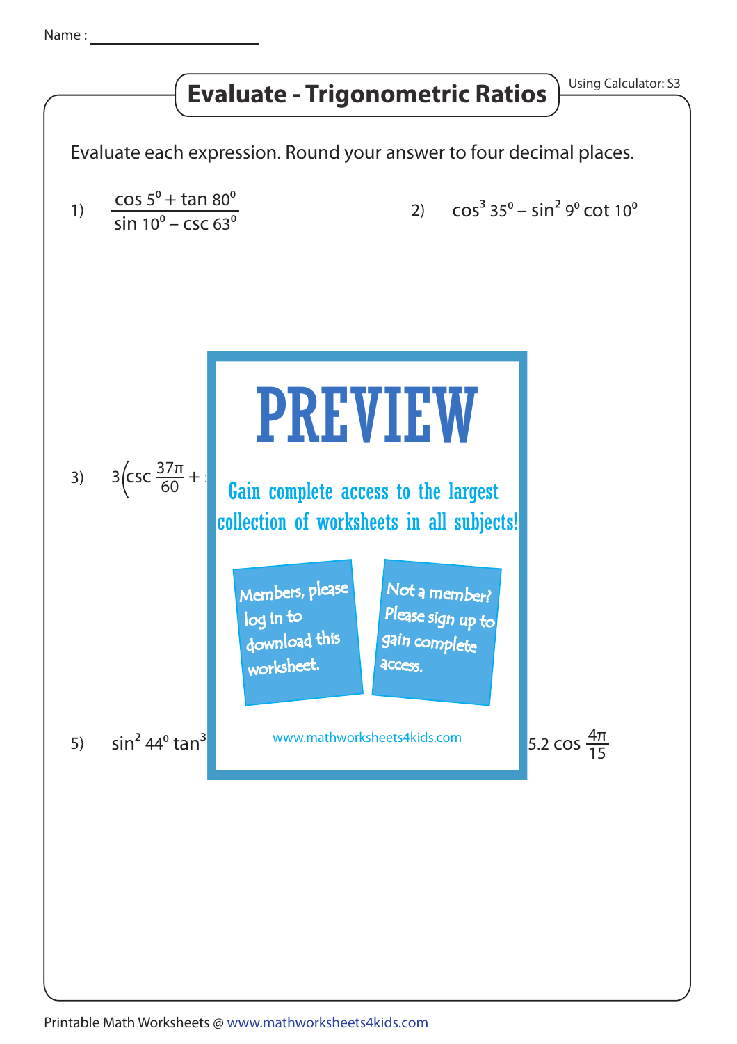Name : ____________________

# Evaluate - Trigonometric Ratios

Using Calculator: S3

Evaluate each expression. Round your answer to four decimal places.

1) $\dfrac{\cos 5^0 + \tan 80^0}{\sin 10^0 - \csc 63^0}$

2) $\cos^3 35^0 - \sin^2 9^0 \cot 10^0$

3) $3\left(\csc \frac{37\pi}{60} + \right.$

PREVIEW

Gain complete access to the largest collection of worksheets in all subjects!

Members, please log in to download this worksheet.

Not a member? Please sign up to gain complete access.

www.mathworksheets4kids.com

5) $\sin^2 44^0 \tan^3$

$5.2 \cos \frac{4\pi}{15}$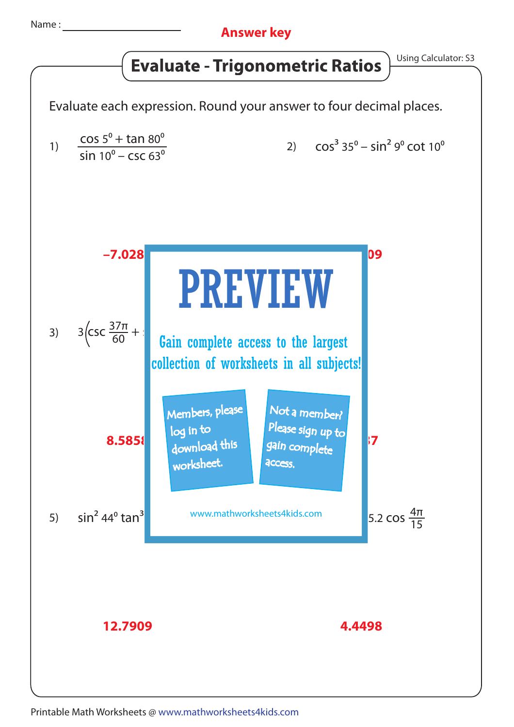Name : ____________________

**Answer key**

# Evaluate - Trigonometric Ratios

Using Calculator: S3

Evaluate each expression. Round your answer to four decimal places.

1) $\dfrac{\cos 5^0 + \tan 80^0}{\sin 10^0 - \csc 63^0}$

2) $\cos^3 35^0 - \sin^2 9^0 \cot 10^0$

**–7.028**

**09**

3) $3\left(\csc \frac{37\pi}{60} + \right.$

# PREVIEW

Gain complete access to the largest collection of worksheets in all subjects!

Members, please log in to download this worksheet.

Not a member? Please sign up to gain complete access.

www.mathworksheets4kids.com

**8.5858**

**7**

5) $\sin^2 44^0 \tan^3$

$5.2 \cos \frac{4\pi}{15}$

**12.7909**

**4.4498**

Printable Math Worksheets @ www.mathworksheets4kids.com